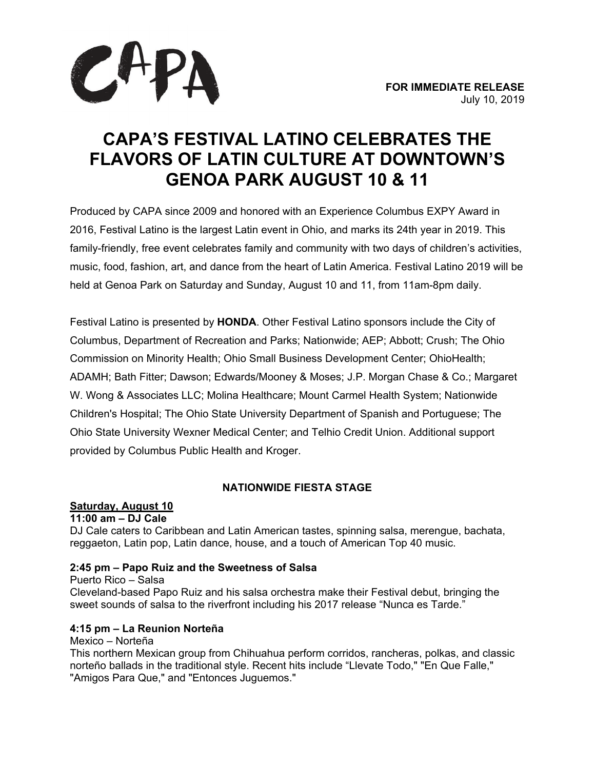CAPA

**FOR IMMEDIATE RELEASE**
July 10, 2019

# CAPA'S FESTIVAL LATINO CELEBRATES THE FLAVORS OF LATIN CULTURE AT DOWNTOWN'S GENOA PARK AUGUST 10 & 11

Produced by CAPA since 2009 and honored with an Experience Columbus EXPY Award in 2016, Festival Latino is the largest Latin event in Ohio, and marks its 24th year in 2019. This family-friendly, free event celebrates family and community with two days of children's activities, music, food, fashion, art, and dance from the heart of Latin America. Festival Latino 2019 will be held at Genoa Park on Saturday and Sunday, August 10 and 11, from 11am-8pm daily.

Festival Latino is presented by **HONDA**. Other Festival Latino sponsors include the City of Columbus, Department of Recreation and Parks; Nationwide; AEP; Abbott; Crush; The Ohio Commission on Minority Health; Ohio Small Business Development Center; OhioHealth; ADAMH; Bath Fitter; Dawson; Edwards/Mooney & Moses; J.P. Morgan Chase & Co.; Margaret W. Wong & Associates LLC; Molina Healthcare; Mount Carmel Health System; Nationwide Children's Hospital; The Ohio State University Department of Spanish and Portuguese; The Ohio State University Wexner Medical Center; and Telhio Credit Union. Additional support provided by Columbus Public Health and Kroger.

## NATIONWIDE FIESTA STAGE

**Saturday, August 10**

**11:00 am – DJ Cale**
DJ Cale caters to Caribbean and Latin American tastes, spinning salsa, merengue, bachata, reggaeton, Latin pop, Latin dance, house, and a touch of American Top 40 music.

**2:45 pm – Papo Ruiz and the Sweetness of Salsa**
Puerto Rico – Salsa
Cleveland-based Papo Ruiz and his salsa orchestra make their Festival debut, bringing the sweet sounds of salsa to the riverfront including his 2017 release "Nunca es Tarde."

**4:15 pm – La Reunion Norteña**
Mexico – Norteña
This northern Mexican group from Chihuahua perform corridos, rancheras, polkas, and classic norteño ballads in the traditional style. Recent hits include "Llevate Todo," "En Que Falle," "Amigos Para Que," and "Entonces Juguemos."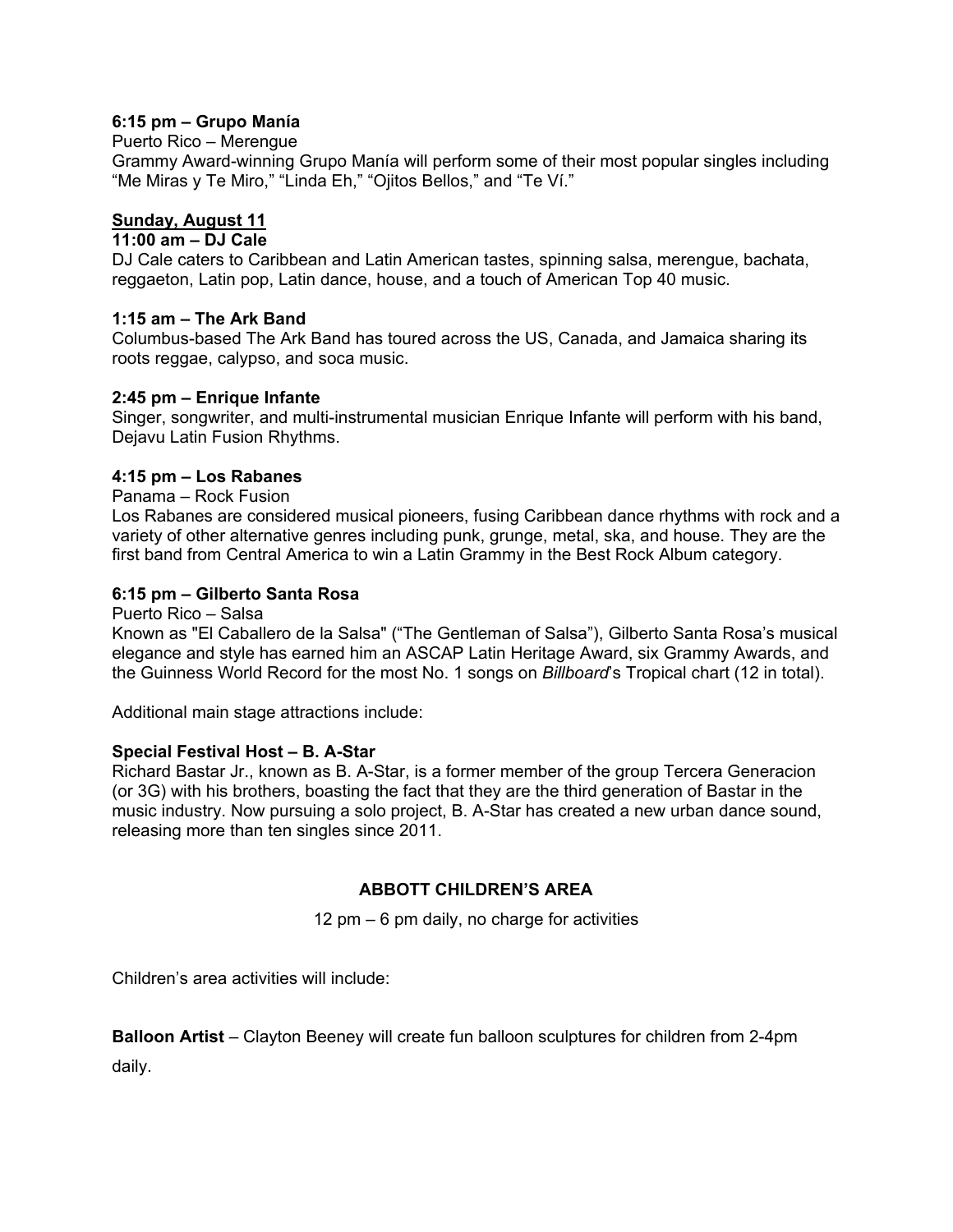**6:15 pm – Grupo Manía**

Puerto Rico – Merengue

Grammy Award-winning Grupo Manía will perform some of their most popular singles including "Me Miras y Te Miro," "Linda Eh," "Ojitos Bellos," and "Te Ví."

**Sunday, August 11**

**11:00 am – DJ Cale**

DJ Cale caters to Caribbean and Latin American tastes, spinning salsa, merengue, bachata, reggaeton, Latin pop, Latin dance, house, and a touch of American Top 40 music.

**1:15 am – The Ark Band**

Columbus-based The Ark Band has toured across the US, Canada, and Jamaica sharing its roots reggae, calypso, and soca music.

**2:45 pm – Enrique Infante**

Singer, songwriter, and multi-instrumental musician Enrique Infante will perform with his band, Dejavu Latin Fusion Rhythms.

**4:15 pm – Los Rabanes**

Panama – Rock Fusion

Los Rabanes are considered musical pioneers, fusing Caribbean dance rhythms with rock and a variety of other alternative genres including punk, grunge, metal, ska, and house. They are the first band from Central America to win a Latin Grammy in the Best Rock Album category.

**6:15 pm – Gilberto Santa Rosa**

Puerto Rico – Salsa

Known as "El Caballero de la Salsa" ("The Gentleman of Salsa"), Gilberto Santa Rosa's musical elegance and style has earned him an ASCAP Latin Heritage Award, six Grammy Awards, and the Guinness World Record for the most No. 1 songs on *Billboard*'s Tropical chart (12 in total).

Additional main stage attractions include:

**Special Festival Host – B. A-Star**

Richard Bastar Jr., known as B. A-Star, is a former member of the group Tercera Generacion (or 3G) with his brothers, boasting the fact that they are the third generation of Bastar in the music industry. Now pursuing a solo project, B. A-Star has created a new urban dance sound, releasing more than ten singles since 2011.

## ABBOTT CHILDREN'S AREA

12 pm – 6 pm daily, no charge for activities

Children's area activities will include:

**Balloon Artist** – Clayton Beeney will create fun balloon sculptures for children from 2-4pm daily.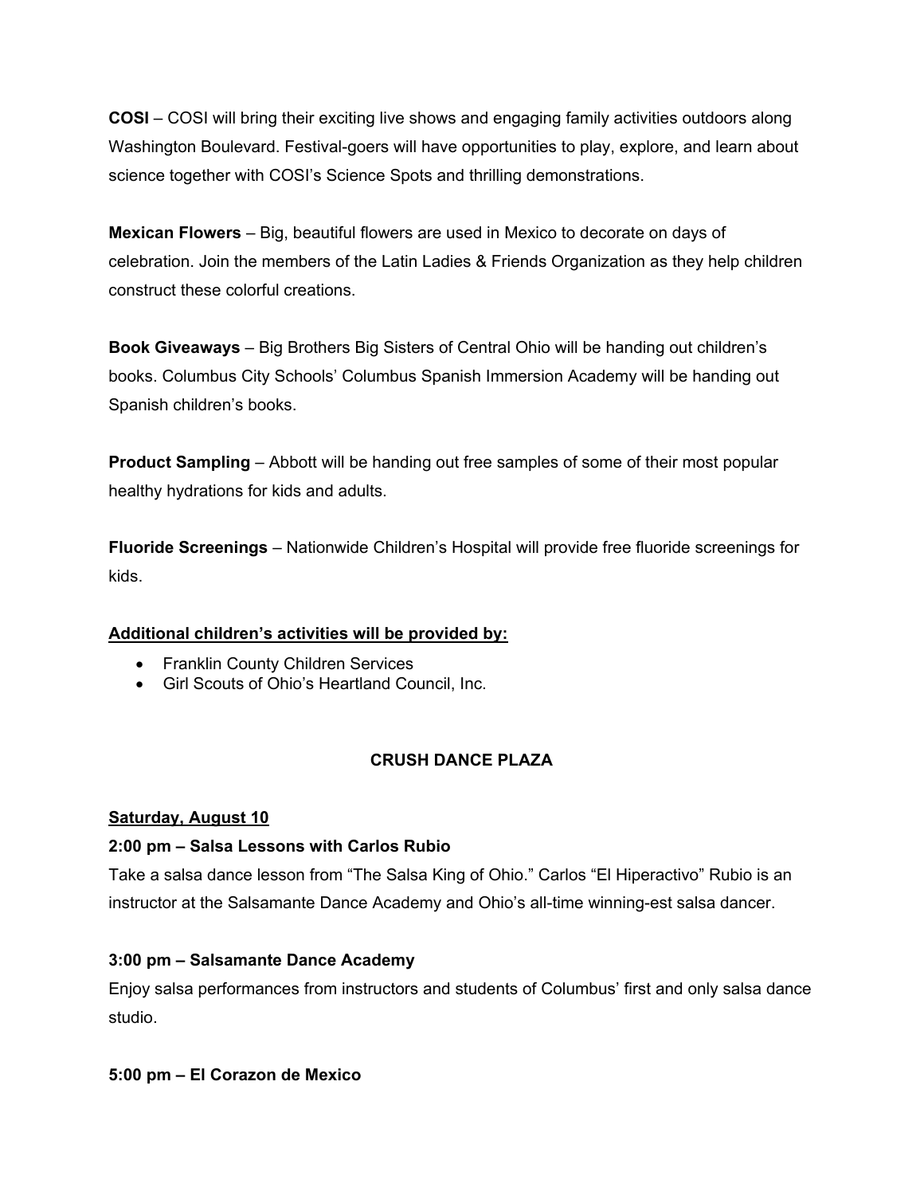**COSI** – COSI will bring their exciting live shows and engaging family activities outdoors along Washington Boulevard. Festival-goers will have opportunities to play, explore, and learn about science together with COSI's Science Spots and thrilling demonstrations.

**Mexican Flowers** – Big, beautiful flowers are used in Mexico to decorate on days of celebration. Join the members of the Latin Ladies & Friends Organization as they help children construct these colorful creations.

**Book Giveaways** – Big Brothers Big Sisters of Central Ohio will be handing out children's books. Columbus City Schools' Columbus Spanish Immersion Academy will be handing out Spanish children's books.

**Product Sampling** – Abbott will be handing out free samples of some of their most popular healthy hydrations for kids and adults.

**Fluoride Screenings** – Nationwide Children's Hospital will provide free fluoride screenings for kids.

**Additional children's activities will be provided by:**

- Franklin County Children Services
- Girl Scouts of Ohio's Heartland Council, Inc.

## CRUSH DANCE PLAZA

**Saturday, August 10**

**2:00 pm – Salsa Lessons with Carlos Rubio**

Take a salsa dance lesson from "The Salsa King of Ohio." Carlos "El Hiperactivo" Rubio is an instructor at the Salsamante Dance Academy and Ohio's all-time winning-est salsa dancer.

**3:00 pm – Salsamante Dance Academy**

Enjoy salsa performances from instructors and students of Columbus' first and only salsa dance studio.

**5:00 pm – El Corazon de Mexico**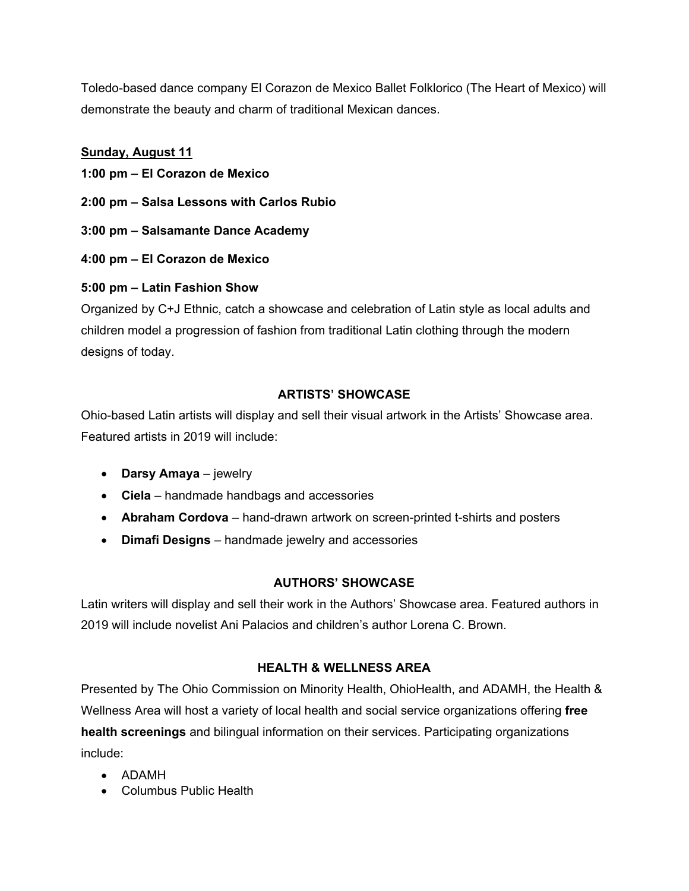Toledo-based dance company El Corazon de Mexico Ballet Folklorico (The Heart of Mexico) will demonstrate the beauty and charm of traditional Mexican dances.

**Sunday, August 11**

**1:00 pm – El Corazon de Mexico**

**2:00 pm – Salsa Lessons with Carlos Rubio**

**3:00 pm – Salsamante Dance Academy**

**4:00 pm – El Corazon de Mexico**

**5:00 pm – Latin Fashion Show**

Organized by C+J Ethnic, catch a showcase and celebration of Latin style as local adults and children model a progression of fashion from traditional Latin clothing through the modern designs of today.

## ARTISTS' SHOWCASE

Ohio-based Latin artists will display and sell their visual artwork in the Artists' Showcase area. Featured artists in 2019 will include:

- **Darsy Amaya** – jewelry
- **Ciela** – handmade handbags and accessories
- **Abraham Cordova** – hand-drawn artwork on screen-printed t-shirts and posters
- **Dimafi Designs** – handmade jewelry and accessories

## AUTHORS' SHOWCASE

Latin writers will display and sell their work in the Authors' Showcase area. Featured authors in 2019 will include novelist Ani Palacios and children's author Lorena C. Brown.

## HEALTH & WELLNESS AREA

Presented by The Ohio Commission on Minority Health, OhioHealth, and ADAMH, the Health & Wellness Area will host a variety of local health and social service organizations offering **free health screenings** and bilingual information on their services. Participating organizations include:

- ADAMH
- Columbus Public Health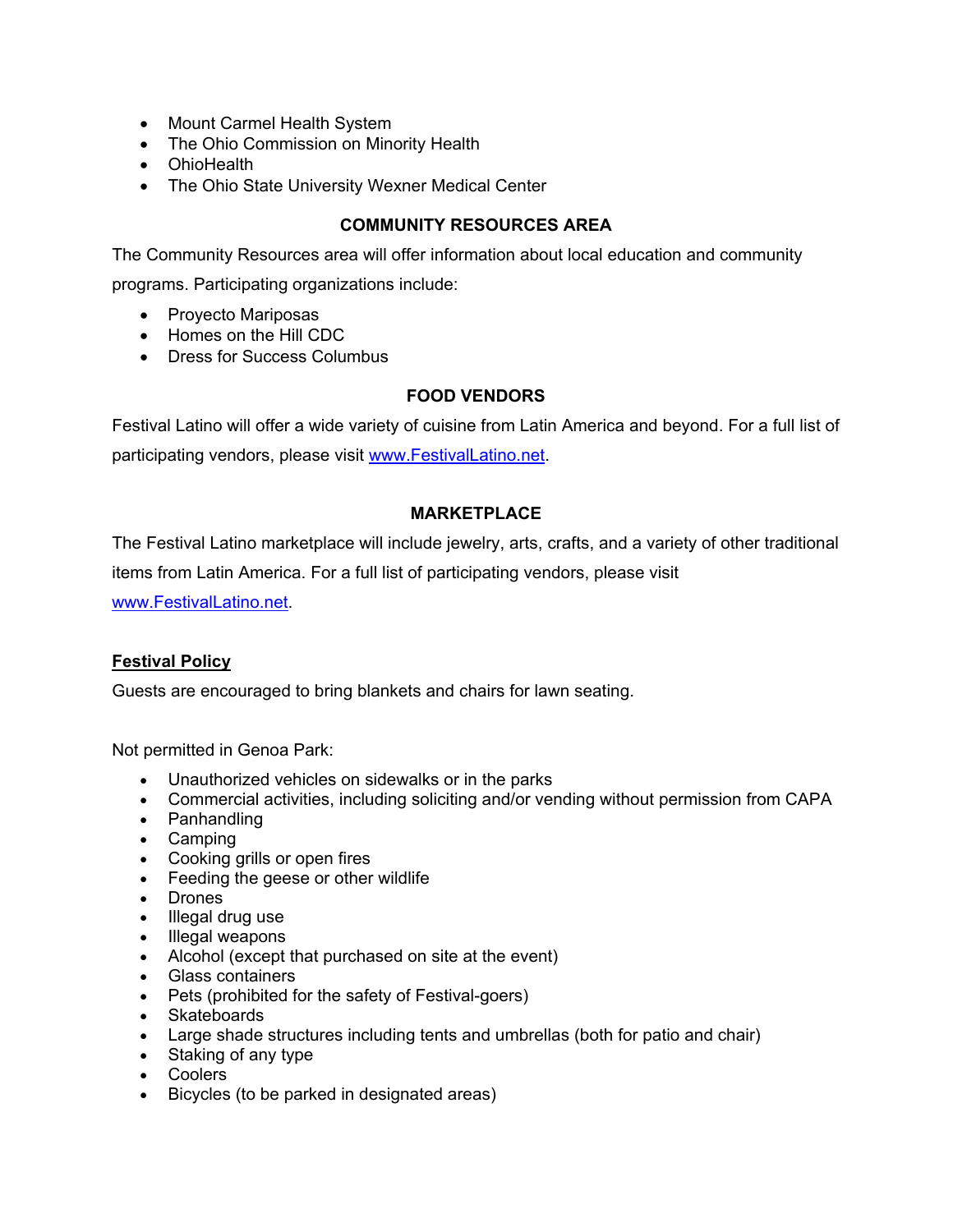- Mount Carmel Health System
- The Ohio Commission on Minority Health
- OhioHealth
- The Ohio State University Wexner Medical Center

### COMMUNITY RESOURCES AREA

The Community Resources area will offer information about local education and community programs. Participating organizations include:

- Proyecto Mariposas
- Homes on the Hill CDC
- Dress for Success Columbus

### FOOD VENDORS

Festival Latino will offer a wide variety of cuisine from Latin America and beyond. For a full list of participating vendors, please visit [www.FestivalLatino.net](http://www.FestivalLatino.net).

### MARKETPLACE

The Festival Latino marketplace will include jewelry, arts, crafts, and a variety of other traditional items from Latin America. For a full list of participating vendors, please visit [www.FestivalLatino.net](http://www.FestivalLatino.net).

## Festival Policy

Guests are encouraged to bring blankets and chairs for lawn seating.

Not permitted in Genoa Park:

- Unauthorized vehicles on sidewalks or in the parks
- Commercial activities, including soliciting and/or vending without permission from CAPA
- Panhandling
- Camping
- Cooking grills or open fires
- Feeding the geese or other wildlife
- Drones
- Illegal drug use
- Illegal weapons
- Alcohol (except that purchased on site at the event)
- Glass containers
- Pets (prohibited for the safety of Festival-goers)
- Skateboards
- Large shade structures including tents and umbrellas (both for patio and chair)
- Staking of any type
- Coolers
- Bicycles (to be parked in designated areas)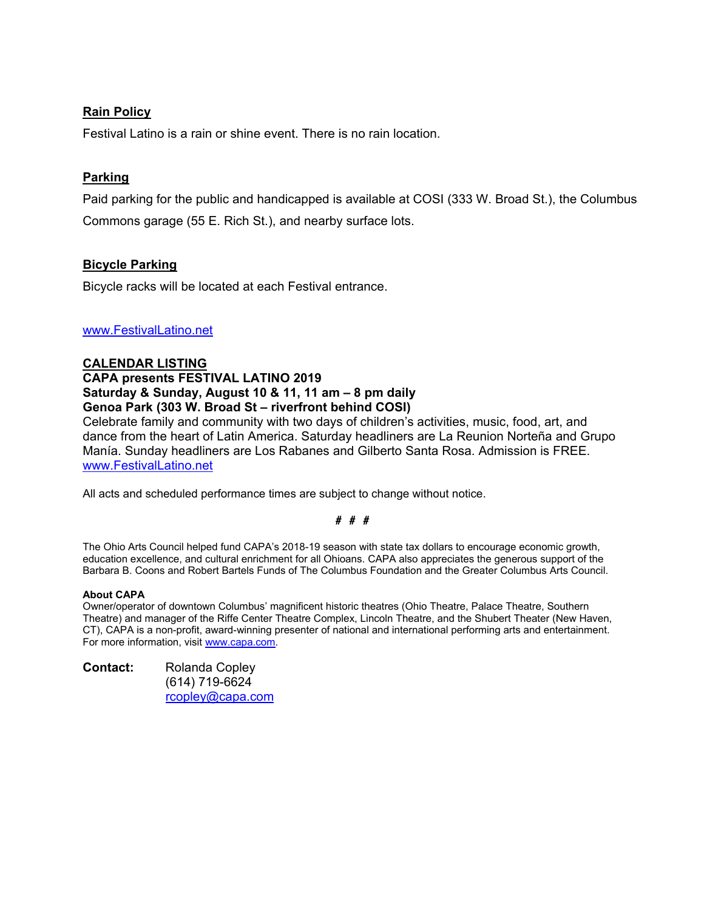**Rain Policy**

Festival Latino is a rain or shine event. There is no rain location.

**Parking**

Paid parking for the public and handicapped is available at COSI (333 W. Broad St.), the Columbus Commons garage (55 E. Rich St.), and nearby surface lots.

**Bicycle Parking**

Bicycle racks will be located at each Festival entrance.

www.FestivalLatino.net

**CALENDAR LISTING**
**CAPA presents FESTIVAL LATINO 2019**
**Saturday & Sunday, August 10 & 11, 11 am – 8 pm daily**
**Genoa Park (303 W. Broad St – riverfront behind COSI)**
Celebrate family and community with two days of children's activities, music, food, art, and dance from the heart of Latin America. Saturday headliners are La Reunion Norteña and Grupo Manía. Sunday headliners are Los Rabanes and Gilberto Santa Rosa. Admission is FREE.
www.FestivalLatino.net

All acts and scheduled performance times are subject to change without notice.

*# # #*

The Ohio Arts Council helped fund CAPA's 2018-19 season with state tax dollars to encourage economic growth, education excellence, and cultural enrichment for all Ohioans. CAPA also appreciates the generous support of the Barbara B. Coons and Robert Bartels Funds of The Columbus Foundation and the Greater Columbus Arts Council.

**About CAPA**
Owner/operator of downtown Columbus' magnificent historic theatres (Ohio Theatre, Palace Theatre, Southern Theatre) and manager of the Riffe Center Theatre Complex, Lincoln Theatre, and the Shubert Theater (New Haven, CT), CAPA is a non-profit, award-winning presenter of national and international performing arts and entertainment. For more information, visit www.capa.com.

**Contact:** Rolanda Copley
(614) 719-6624
rcopley@capa.com